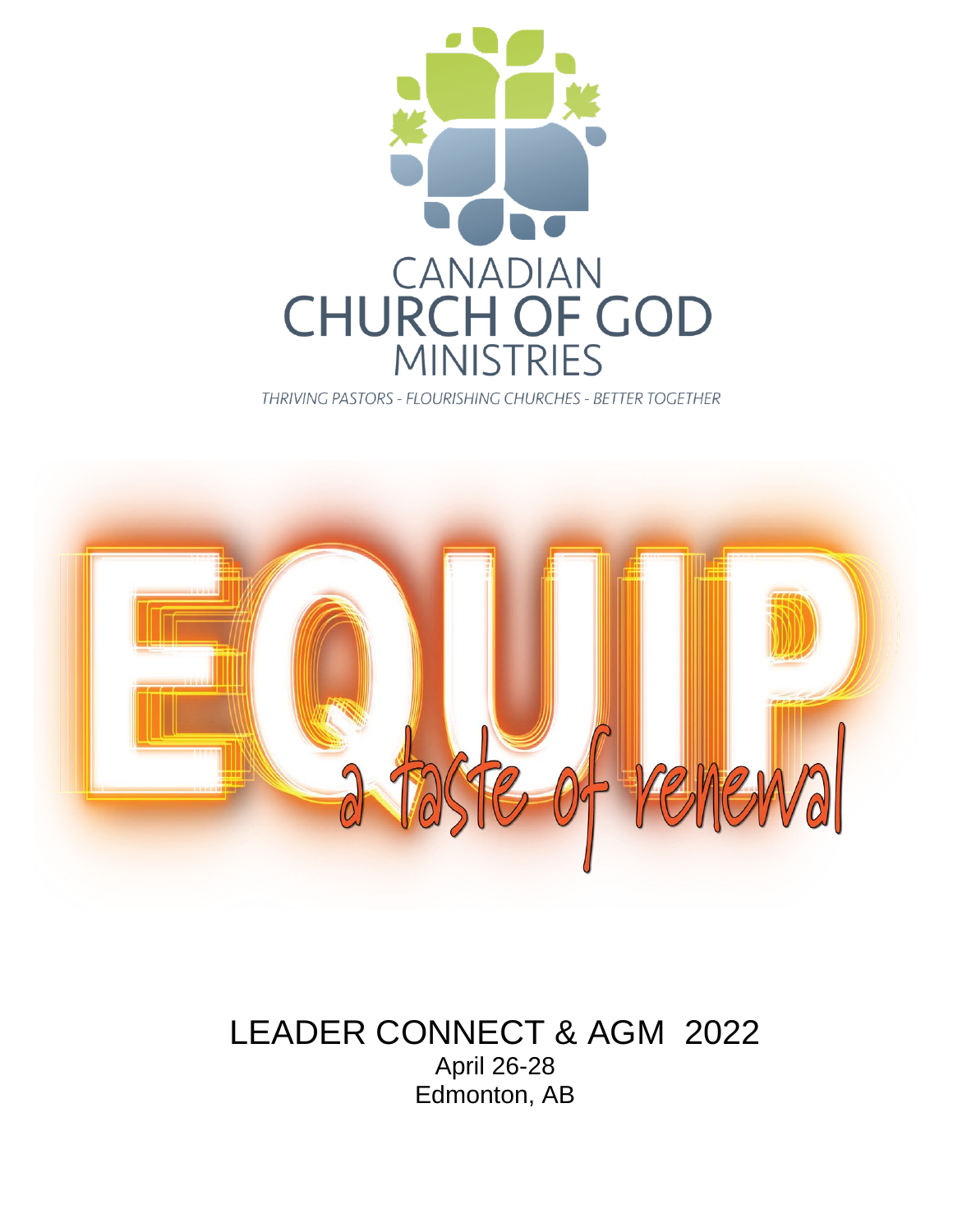# CANADIAN CHURCH OF GOD MINISTRIES

*THRIVING PASTORS - FLOURISHING CHURCHES - BETTER TOGETHER*

# EQUIP

*a taste of renewal*

## LEADER CONNECT & AGM 2022

April 26-28

Edmonton, AB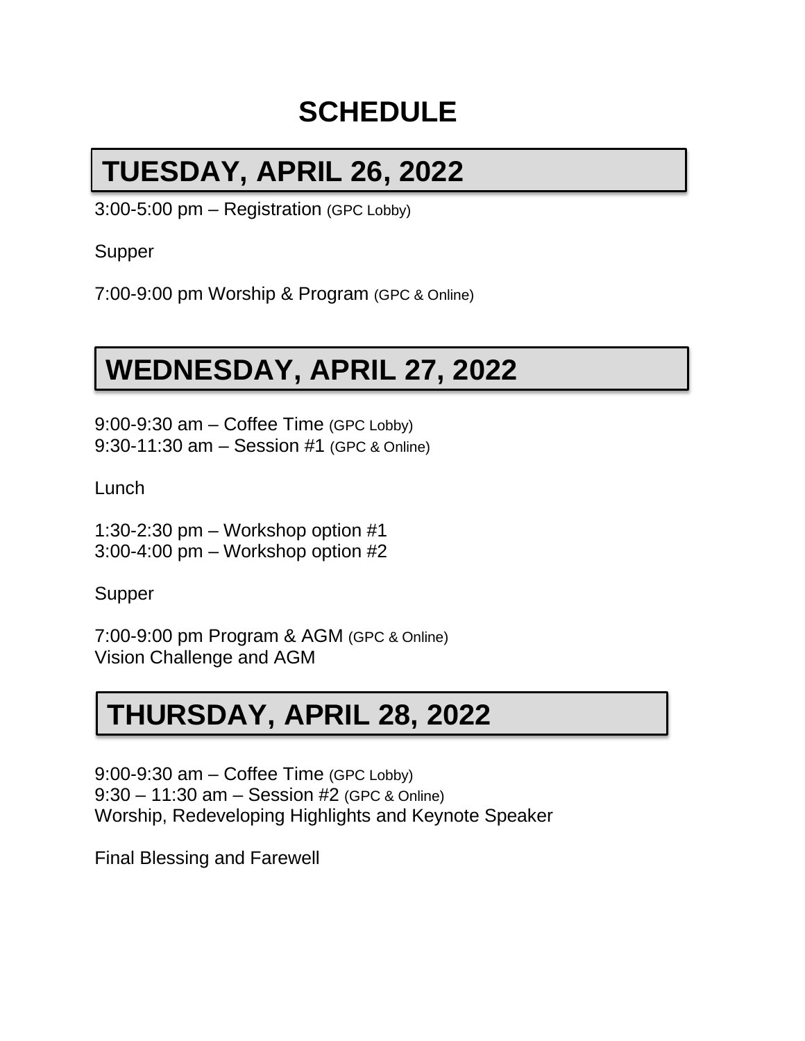# SCHEDULE

## TUESDAY, APRIL 26, 2022

3:00-5:00 pm – Registration (GPC Lobby)

Supper

7:00-9:00 pm Worship & Program (GPC & Online)

## WEDNESDAY, APRIL 27, 2022

9:00-9:30 am – Coffee Time (GPC Lobby)
9:30-11:30 am – Session #1 (GPC & Online)

Lunch

1:30-2:30 pm – Workshop option #1
3:00-4:00 pm – Workshop option #2

Supper

7:00-9:00 pm Program & AGM (GPC & Online)
Vision Challenge and AGM

## THURSDAY, APRIL 28, 2022

9:00-9:30 am – Coffee Time (GPC Lobby)
9:30 – 11:30 am – Session #2 (GPC & Online)
Worship, Redeveloping Highlights and Keynote Speaker

Final Blessing and Farewell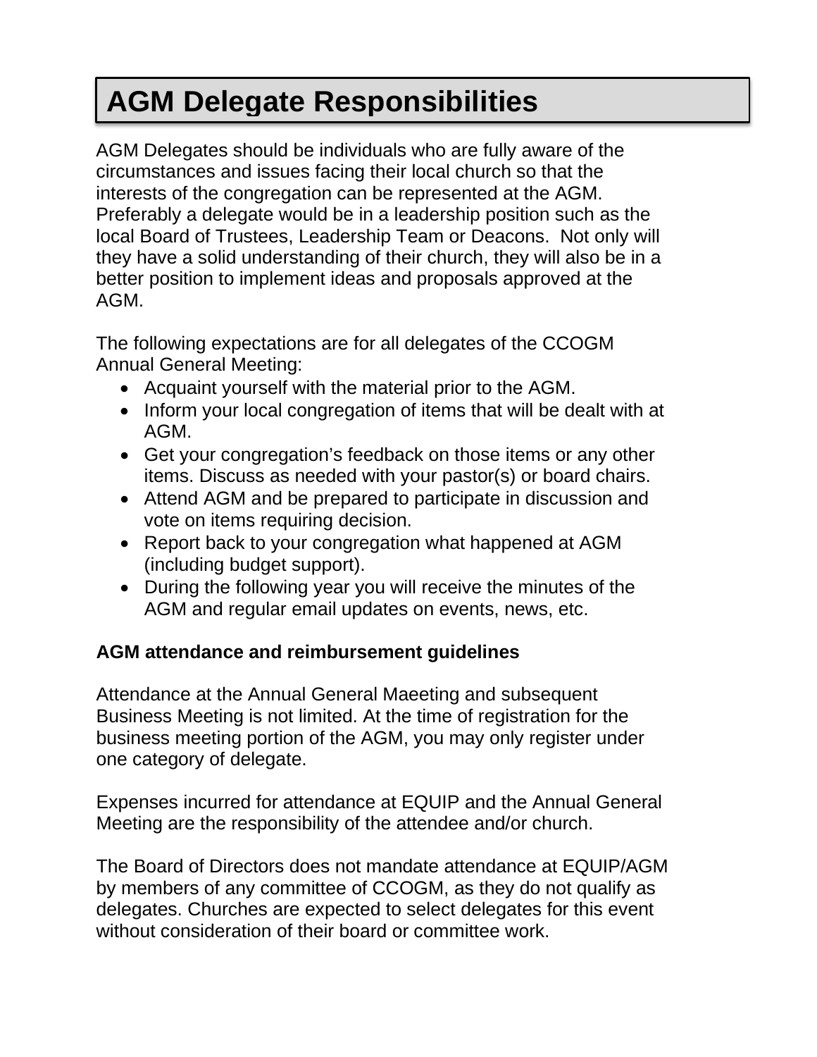# AGM Delegate Responsibilities

AGM Delegates should be individuals who are fully aware of the circumstances and issues facing their local church so that the interests of the congregation can be represented at the AGM. Preferably a delegate would be in a leadership position such as the local Board of Trustees, Leadership Team or Deacons. Not only will they have a solid understanding of their church, they will also be in a better position to implement ideas and proposals approved at the AGM.

The following expectations are for all delegates of the CCOGM Annual General Meeting:

- Acquaint yourself with the material prior to the AGM.
- Inform your local congregation of items that will be dealt with at AGM.
- Get your congregation's feedback on those items or any other items. Discuss as needed with your pastor(s) or board chairs.
- Attend AGM and be prepared to participate in discussion and vote on items requiring decision.
- Report back to your congregation what happened at AGM (including budget support).
- During the following year you will receive the minutes of the AGM and regular email updates on events, news, etc.

**AGM attendance and reimbursement guidelines**

Attendance at the Annual General Maeeting and subsequent Business Meeting is not limited. At the time of registration for the business meeting portion of the AGM, you may only register under one category of delegate.

Expenses incurred for attendance at EQUIP and the Annual General Meeting are the responsibility of the attendee and/or church.

The Board of Directors does not mandate attendance at EQUIP/AGM by members of any committee of CCOGM, as they do not qualify as delegates. Churches are expected to select delegates for this event without consideration of their board or committee work.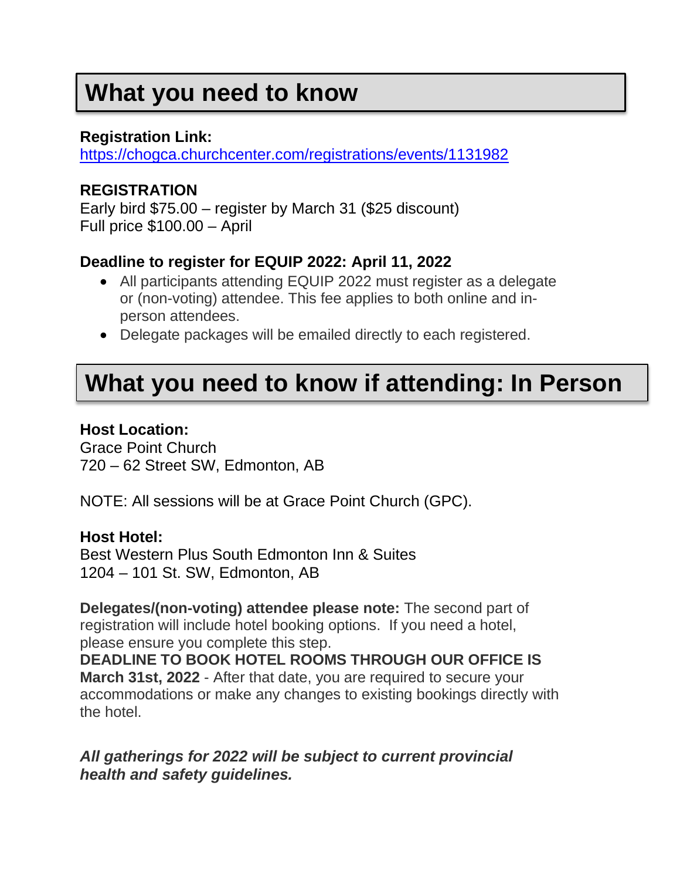# What you need to know

**Registration Link:**
https://chogca.churchcenter.com/registrations/events/1131982

**REGISTRATION**
Early bird $75.00 – register by March 31 ($25 discount)
Full price $100.00 – April

**Deadline to register for EQUIP 2022: April 11, 2022**

- All participants attending EQUIP 2022 must register as a delegate or (non-voting) attendee. This fee applies to both online and in-person attendees.
- Delegate packages will be emailed directly to each registered.

# What you need to know if attending: In Person

**Host Location:**
Grace Point Church
720 – 62 Street SW, Edmonton, AB

NOTE: All sessions will be at Grace Point Church (GPC).

**Host Hotel:**
Best Western Plus South Edmonton Inn & Suites
1204 – 101 St. SW, Edmonton, AB

**Delegates/(non-voting) attendee please note:** The second part of registration will include hotel booking options. If you need a hotel, please ensure you complete this step.
**DEADLINE TO BOOK HOTEL ROOMS THROUGH OUR OFFICE IS March 31st, 2022** - After that date, you are required to secure your accommodations or make any changes to existing bookings directly with the hotel.

***All gatherings for 2022 will be subject to current provincial health and safety guidelines.***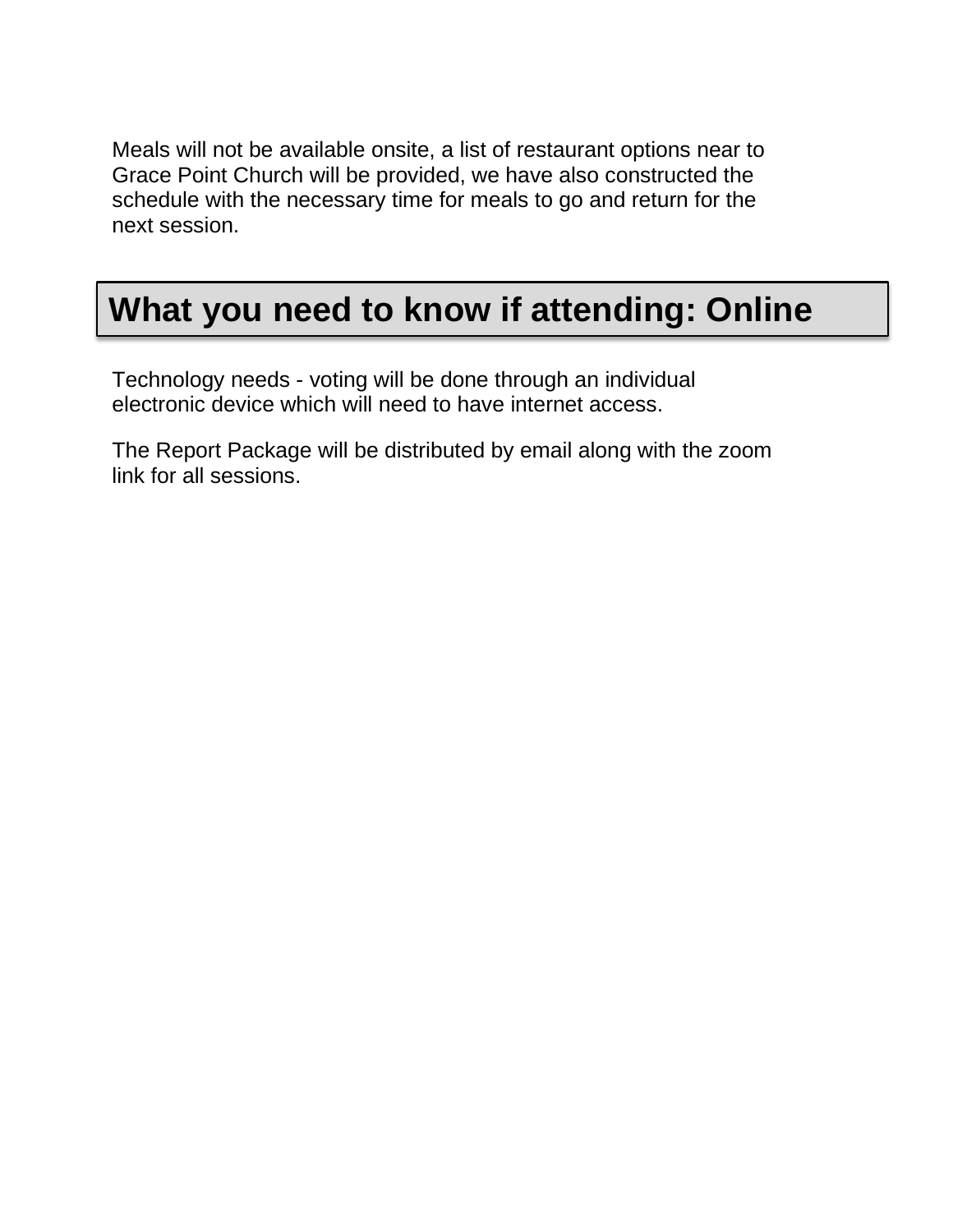Meals will not be available onsite, a list of restaurant options near to Grace Point Church will be provided, we have also constructed the schedule with the necessary time for meals to go and return for the next session.

## What you need to know if attending: Online

Technology needs - voting will be done through an individual electronic device which will need to have internet access.

The Report Package will be distributed by email along with the zoom link for all sessions.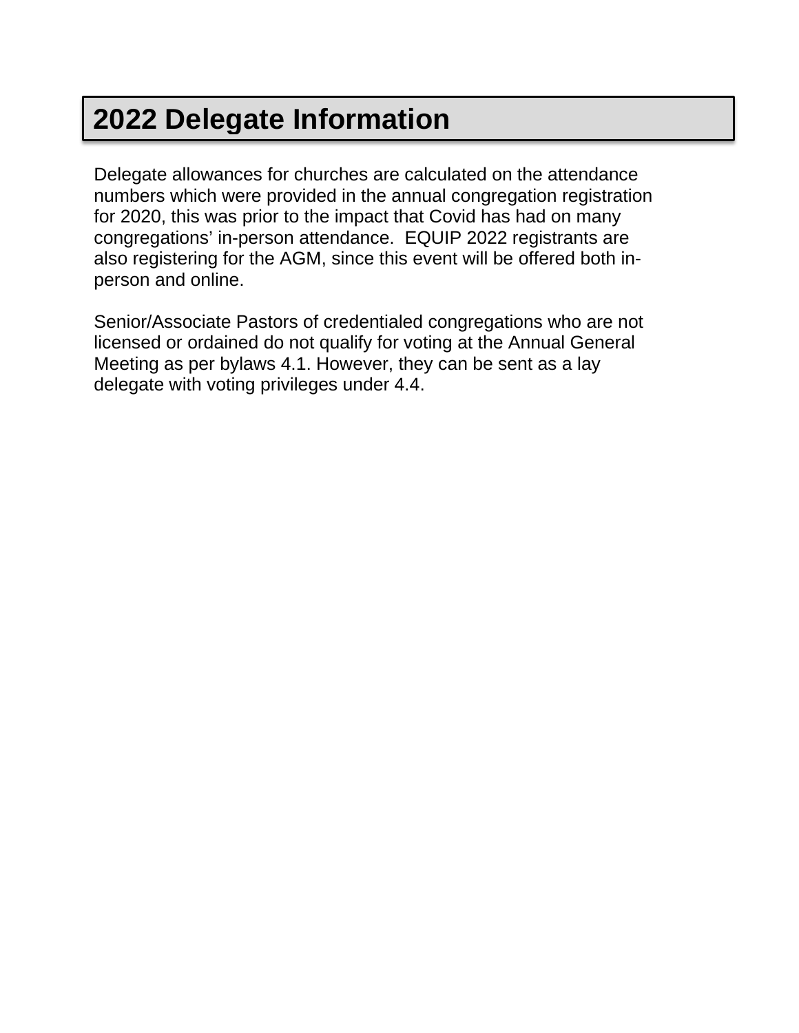# 2022 Delegate Information

Delegate allowances for churches are calculated on the attendance numbers which were provided in the annual congregation registration for 2020, this was prior to the impact that Covid has had on many congregations' in-person attendance. EQUIP 2022 registrants are also registering for the AGM, since this event will be offered both in-person and online.

Senior/Associate Pastors of credentialed congregations who are not licensed or ordained do not qualify for voting at the Annual General Meeting as per bylaws 4.1. However, they can be sent as a lay delegate with voting privileges under 4.4.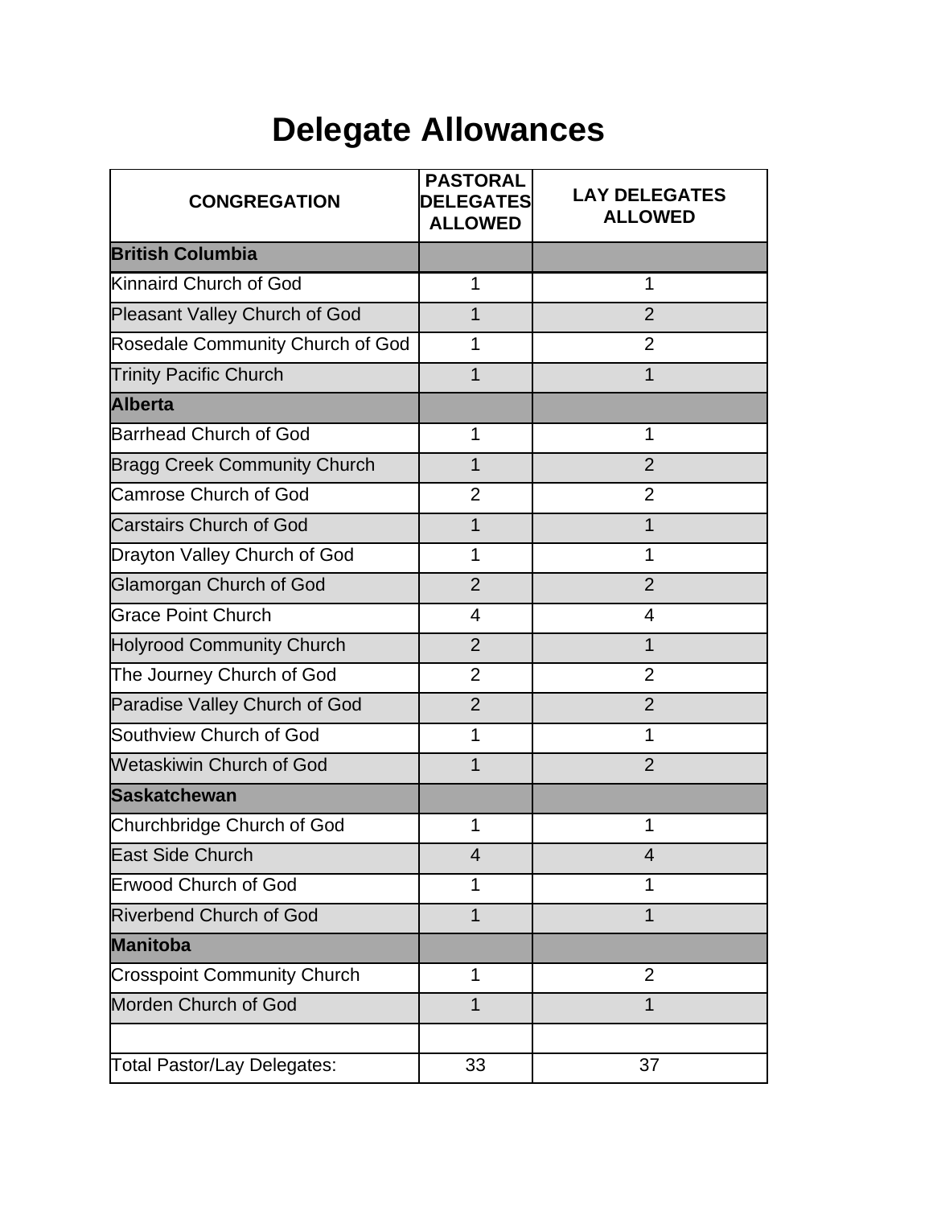# Delegate Allowances

| CONGREGATION | PASTORAL DELEGATES ALLOWED | LAY DELEGATES ALLOWED |
|---|---|---|
| **British Columbia** | | |
| Kinnaird Church of God | 1 | 1 |
| Pleasant Valley Church of God | 1 | 2 |
| Rosedale Community Church of God | 1 | 2 |
| Trinity Pacific Church | 1 | 1 |
| **Alberta** | | |
| Barrhead Church of God | 1 | 1 |
| Bragg Creek Community Church | 1 | 2 |
| Camrose Church of God | 2 | 2 |
| Carstairs Church of God | 1 | 1 |
| Drayton Valley Church of God | 1 | 1 |
| Glamorgan Church of God | 2 | 2 |
| Grace Point Church | 4 | 4 |
| Holyrood Community Church | 2 | 1 |
| The Journey Church of God | 2 | 2 |
| Paradise Valley Church of God | 2 | 2 |
| Southview Church of God | 1 | 1 |
| Wetaskiwin Church of God | 1 | 2 |
| **Saskatchewan** | | |
| Churchbridge Church of God | 1 | 1 |
| East Side Church | 4 | 4 |
| Erwood Church of God | 1 | 1 |
| Riverbend Church of God | 1 | 1 |
| **Manitoba** | | |
| Crosspoint Community Church | 1 | 2 |
| Morden Church of God | 1 | 1 |
| | | |
| Total Pastor/Lay Delegates: | 33 | 37 |